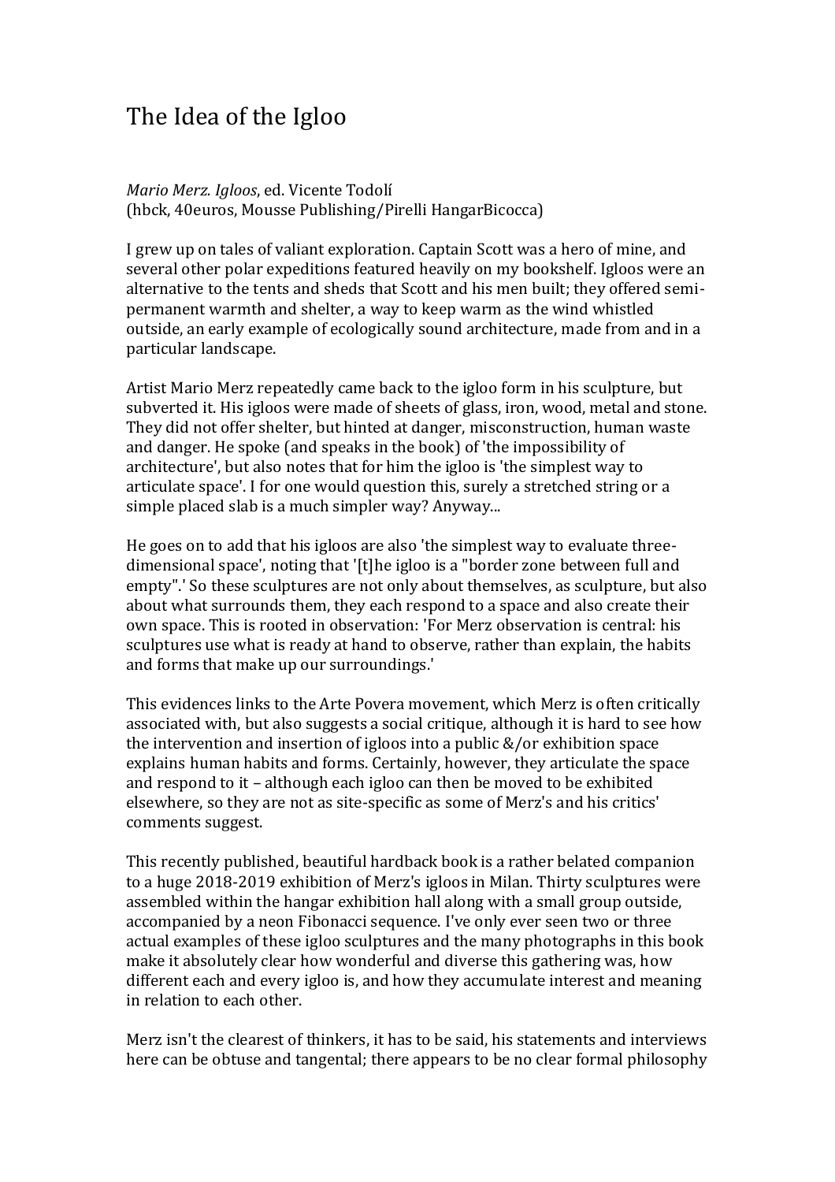# The Idea of the Igloo

*Mario Merz. Igloos*, ed. Vicente Todolí
(hbck, 40euros, Mousse Publishing/Pirelli HangarBicocca)

I grew up on tales of valiant exploration. Captain Scott was a hero of mine, and several other polar expeditions featured heavily on my bookshelf. Igloos were an alternative to the tents and sheds that Scott and his men built; they offered semi-permanent warmth and shelter, a way to keep warm as the wind whistled outside, an early example of ecologically sound architecture, made from and in a particular landscape.

Artist Mario Merz repeatedly came back to the igloo form in his sculpture, but subverted it. His igloos were made of sheets of glass, iron, wood, metal and stone. They did not offer shelter, but hinted at danger, misconstruction, human waste and danger. He spoke (and speaks in the book) of 'the impossibility of architecture', but also notes that for him the igloo is 'the simplest way to articulate space'. I for one would question this, surely a stretched string or a simple placed slab is a much simpler way? Anyway...

He goes on to add that his igloos are also 'the simplest way to evaluate three-dimensional space', noting that '[t]he igloo is a "border zone between full and empty".' So these sculptures are not only about themselves, as sculpture, but also about what surrounds them, they each respond to a space and also create their own space. This is rooted in observation: 'For Merz observation is central: his sculptures use what is ready at hand to observe, rather than explain, the habits and forms that make up our surroundings.'

This evidences links to the Arte Povera movement, which Merz is often critically associated with, but also suggests a social critique, although it is hard to see how the intervention and insertion of igloos into a public &/or exhibition space explains human habits and forms. Certainly, however, they articulate the space and respond to it – although each igloo can then be moved to be exhibited elsewhere, so they are not as site-specific as some of Merz's and his critics' comments suggest.

This recently published, beautiful hardback book is a rather belated companion to a huge 2018-2019 exhibition of Merz's igloos in Milan. Thirty sculptures were assembled within the hangar exhibition hall along with a small group outside, accompanied by a neon Fibonacci sequence. I've only ever seen two or three actual examples of these igloo sculptures and the many photographs in this book make it absolutely clear how wonderful and diverse this gathering was, how different each and every igloo is, and how they accumulate interest and meaning in relation to each other.

Merz isn't the clearest of thinkers, it has to be said, his statements and interviews here can be obtuse and tangental; there appears to be no clear formal philosophy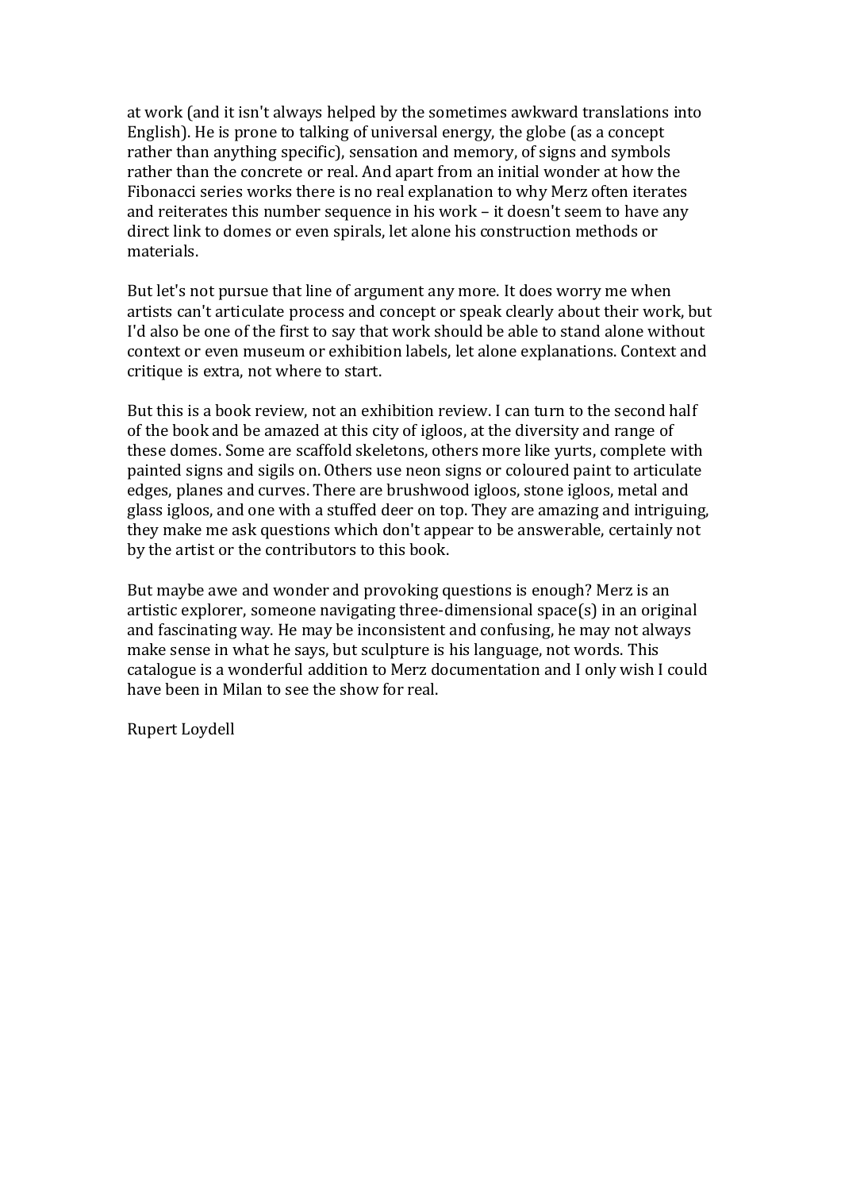at work (and it isn't always helped by the sometimes awkward translations into English). He is prone to talking of universal energy, the globe (as a concept rather than anything specific), sensation and memory, of signs and symbols rather than the concrete or real. And apart from an initial wonder at how the Fibonacci series works there is no real explanation to why Merz often iterates and reiterates this number sequence in his work – it doesn't seem to have any direct link to domes or even spirals, let alone his construction methods or materials.

But let's not pursue that line of argument any more. It does worry me when artists can't articulate process and concept or speak clearly about their work, but I'd also be one of the first to say that work should be able to stand alone without context or even museum or exhibition labels, let alone explanations. Context and critique is extra, not where to start.

But this is a book review, not an exhibition review. I can turn to the second half of the book and be amazed at this city of igloos, at the diversity and range of these domes. Some are scaffold skeletons, others more like yurts, complete with painted signs and sigils on. Others use neon signs or coloured paint to articulate edges, planes and curves. There are brushwood igloos, stone igloos, metal and glass igloos, and one with a stuffed deer on top. They are amazing and intriguing, they make me ask questions which don't appear to be answerable, certainly not by the artist or the contributors to this book.

But maybe awe and wonder and provoking questions is enough? Merz is an artistic explorer, someone navigating three-dimensional space(s) in an original and fascinating way. He may be inconsistent and confusing, he may not always make sense in what he says, but sculpture is his language, not words. This catalogue is a wonderful addition to Merz documentation and I only wish I could have been in Milan to see the show for real.

Rupert Loydell